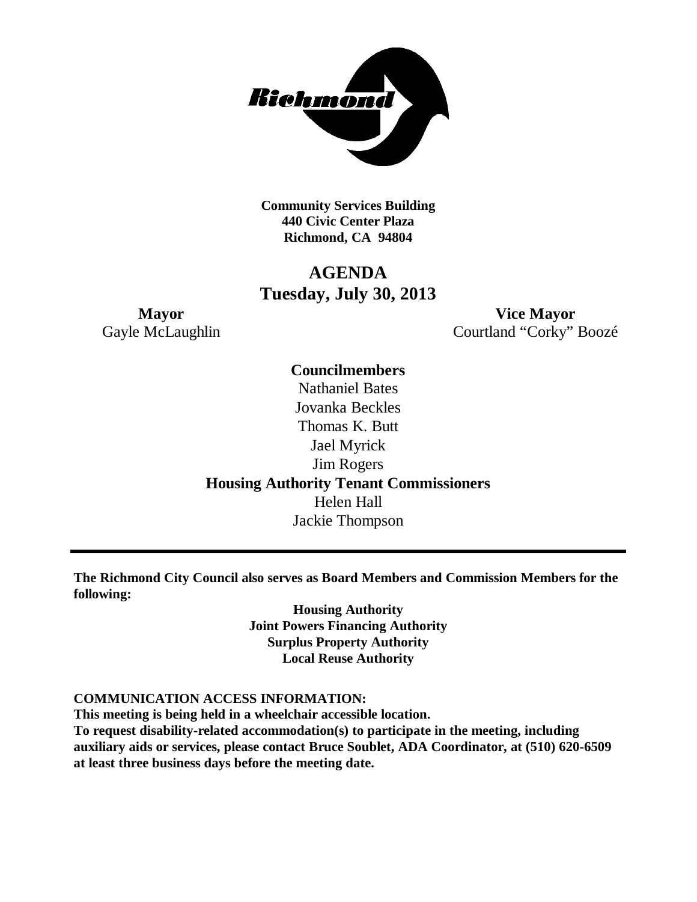**Community Services Building**
**440 Civic Center Plaza**
**Richmond, CA 94804**

# AGENDA
## Tuesday, July 30, 2013

**Mayor**
Gayle McLaughlin

**Vice Mayor**
Courtland "Corky" Boozé

**Councilmembers**
Nathaniel Bates
Jovanka Beckles
Thomas K. Butt
Jael Myrick
Jim Rogers

**Housing Authority Tenant Commissioners**
Helen Hall
Jackie Thompson

---

**The Richmond City Council also serves as Board Members and Commission Members for the following:**

**Housing Authority**
**Joint Powers Financing Authority**
**Surplus Property Authority**
**Local Reuse Authority**

**COMMUNICATION ACCESS INFORMATION:**
**This meeting is being held in a wheelchair accessible location.**
**To request disability-related accommodation(s) to participate in the meeting, including auxiliary aids or services, please contact Bruce Soublet, ADA Coordinator, at (510) 620-6509 at least three business days before the meeting date.**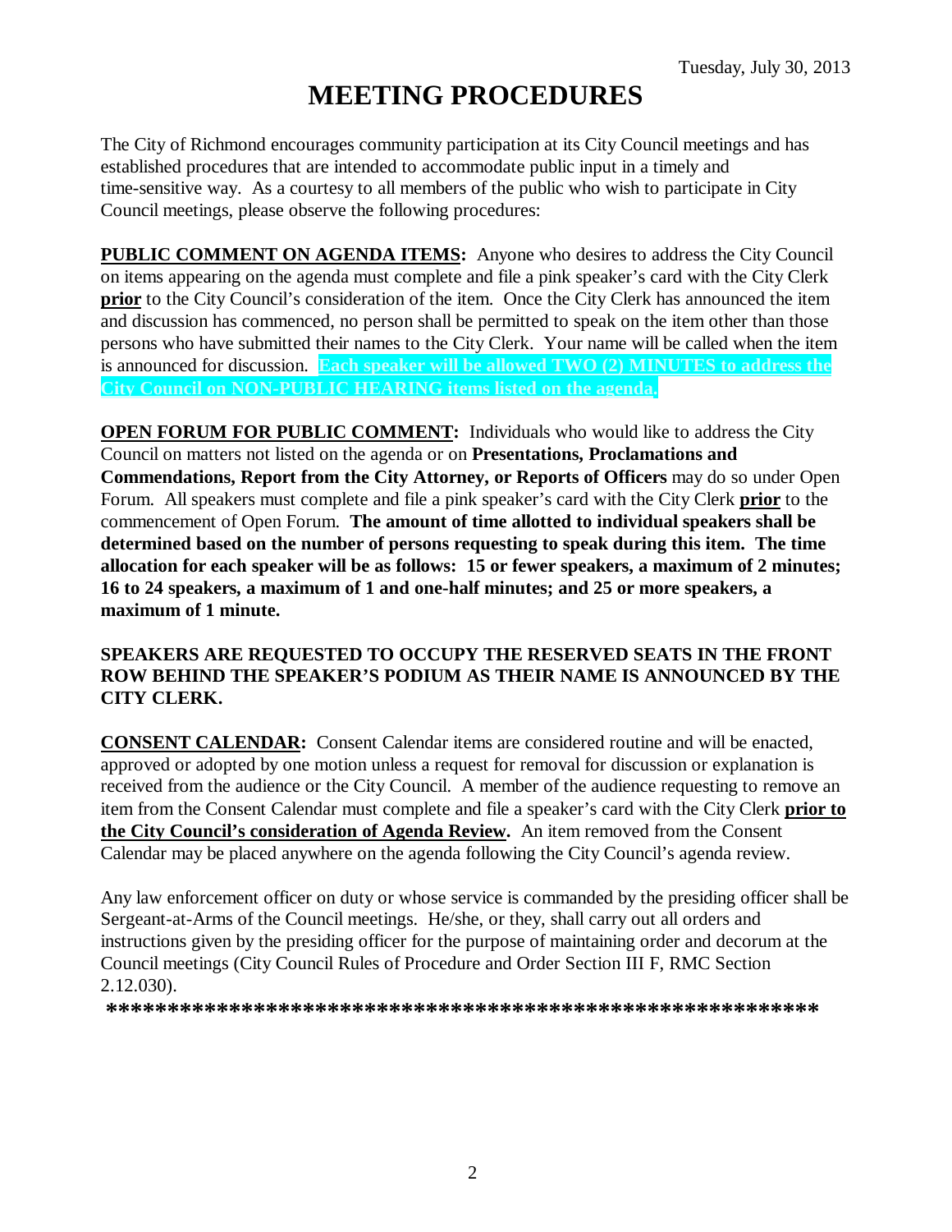Tuesday, July 30, 2013

# MEETING PROCEDURES

The City of Richmond encourages community participation at its City Council meetings and has established procedures that are intended to accommodate public input in a timely and time-sensitive way. As a courtesy to all members of the public who wish to participate in City Council meetings, please observe the following procedures:

**PUBLIC COMMENT ON AGENDA ITEMS:** Anyone who desires to address the City Council on items appearing on the agenda must complete and file a pink speaker's card with the City Clerk **prior** to the City Council's consideration of the item. Once the City Clerk has announced the item and discussion has commenced, no person shall be permitted to speak on the item other than those persons who have submitted their names to the City Clerk. Your name will be called when the item is announced for discussion. **Each speaker will be allowed TWO (2) MINUTES to address the City Council on NON-PUBLIC HEARING items listed on the agenda.**

**OPEN FORUM FOR PUBLIC COMMENT:** Individuals who would like to address the City Council on matters not listed on the agenda or on **Presentations, Proclamations and Commendations, Report from the City Attorney, or Reports of Officers** may do so under Open Forum. All speakers must complete and file a pink speaker's card with the City Clerk **prior** to the commencement of Open Forum. **The amount of time allotted to individual speakers shall be determined based on the number of persons requesting to speak during this item. The time allocation for each speaker will be as follows: 15 or fewer speakers, a maximum of 2 minutes; 16 to 24 speakers, a maximum of 1 and one-half minutes; and 25 or more speakers, a maximum of 1 minute.**

**SPEAKERS ARE REQUESTED TO OCCUPY THE RESERVED SEATS IN THE FRONT ROW BEHIND THE SPEAKER'S PODIUM AS THEIR NAME IS ANNOUNCED BY THE CITY CLERK.**

**CONSENT CALENDAR:** Consent Calendar items are considered routine and will be enacted, approved or adopted by one motion unless a request for removal for discussion or explanation is received from the audience or the City Council. A member of the audience requesting to remove an item from the Consent Calendar must complete and file a speaker's card with the City Clerk **prior to the City Council's consideration of Agenda Review.** An item removed from the Consent Calendar may be placed anywhere on the agenda following the City Council's agenda review.

Any law enforcement officer on duty or whose service is commanded by the presiding officer shall be Sergeant-at-Arms of the Council meetings. He/she, or they, shall carry out all orders and instructions given by the presiding officer for the purpose of maintaining order and decorum at the Council meetings (City Council Rules of Procedure and Order Section III F, RMC Section 2.12.030).

**************************************************************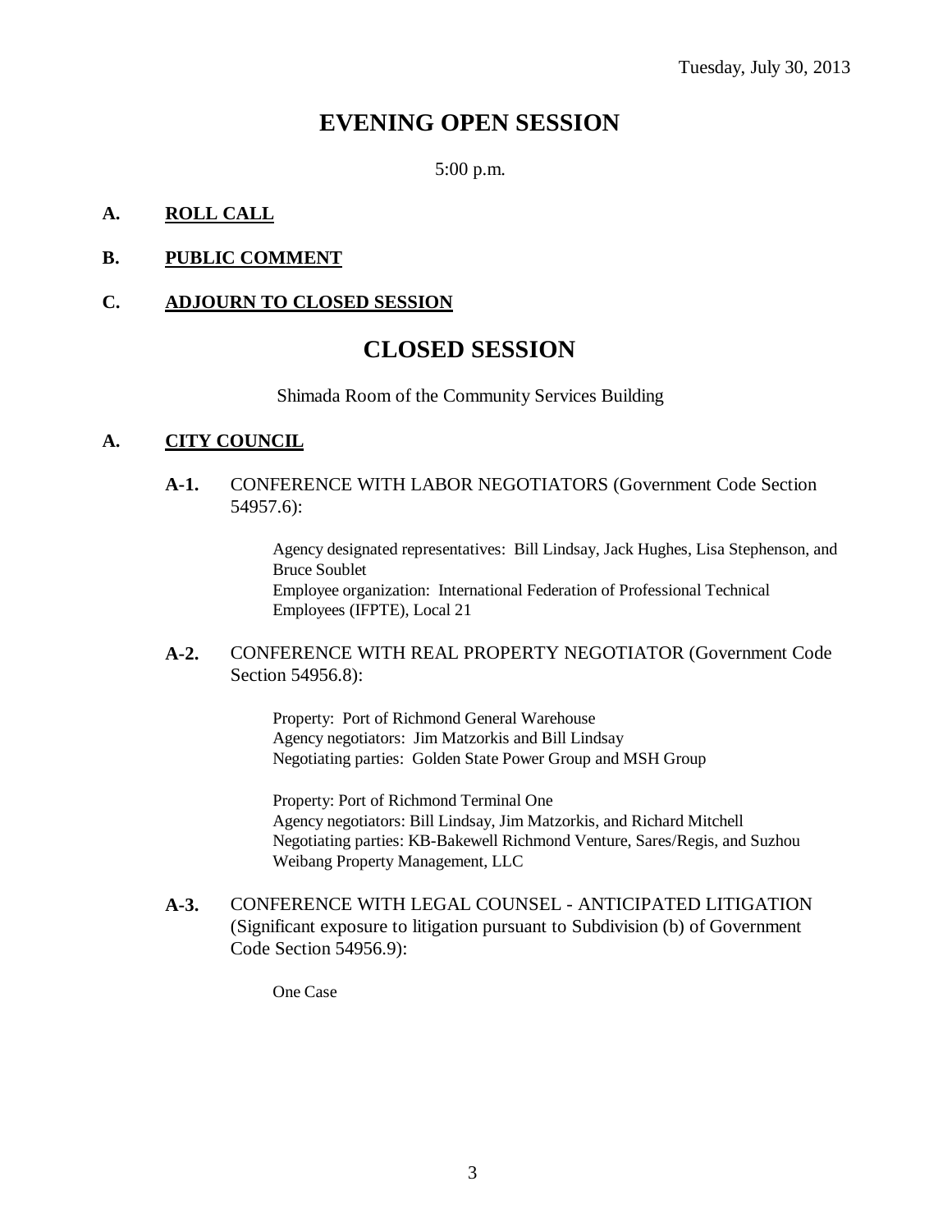Tuesday, July 30, 2013

# EVENING OPEN SESSION

5:00 p.m.

**A. ROLL CALL**

**B. PUBLIC COMMENT**

**C. ADJOURN TO CLOSED SESSION**

# CLOSED SESSION

Shimada Room of the Community Services Building

**A. CITY COUNCIL**

**A-1.** CONFERENCE WITH LABOR NEGOTIATORS (Government Code Section 54957.6):

Agency designated representatives: Bill Lindsay, Jack Hughes, Lisa Stephenson, and Bruce Soublet
Employee organization: International Federation of Professional Technical Employees (IFPTE), Local 21

**A-2.** CONFERENCE WITH REAL PROPERTY NEGOTIATOR (Government Code Section 54956.8):

Property: Port of Richmond General Warehouse
Agency negotiators: Jim Matzorkis and Bill Lindsay
Negotiating parties: Golden State Power Group and MSH Group

Property: Port of Richmond Terminal One
Agency negotiators: Bill Lindsay, Jim Matzorkis, and Richard Mitchell
Negotiating parties: KB-Bakewell Richmond Venture, Sares/Regis, and Suzhou Weibang Property Management, LLC

**A-3.** CONFERENCE WITH LEGAL COUNSEL - ANTICIPATED LITIGATION (Significant exposure to litigation pursuant to Subdivision (b) of Government Code Section 54956.9):

One Case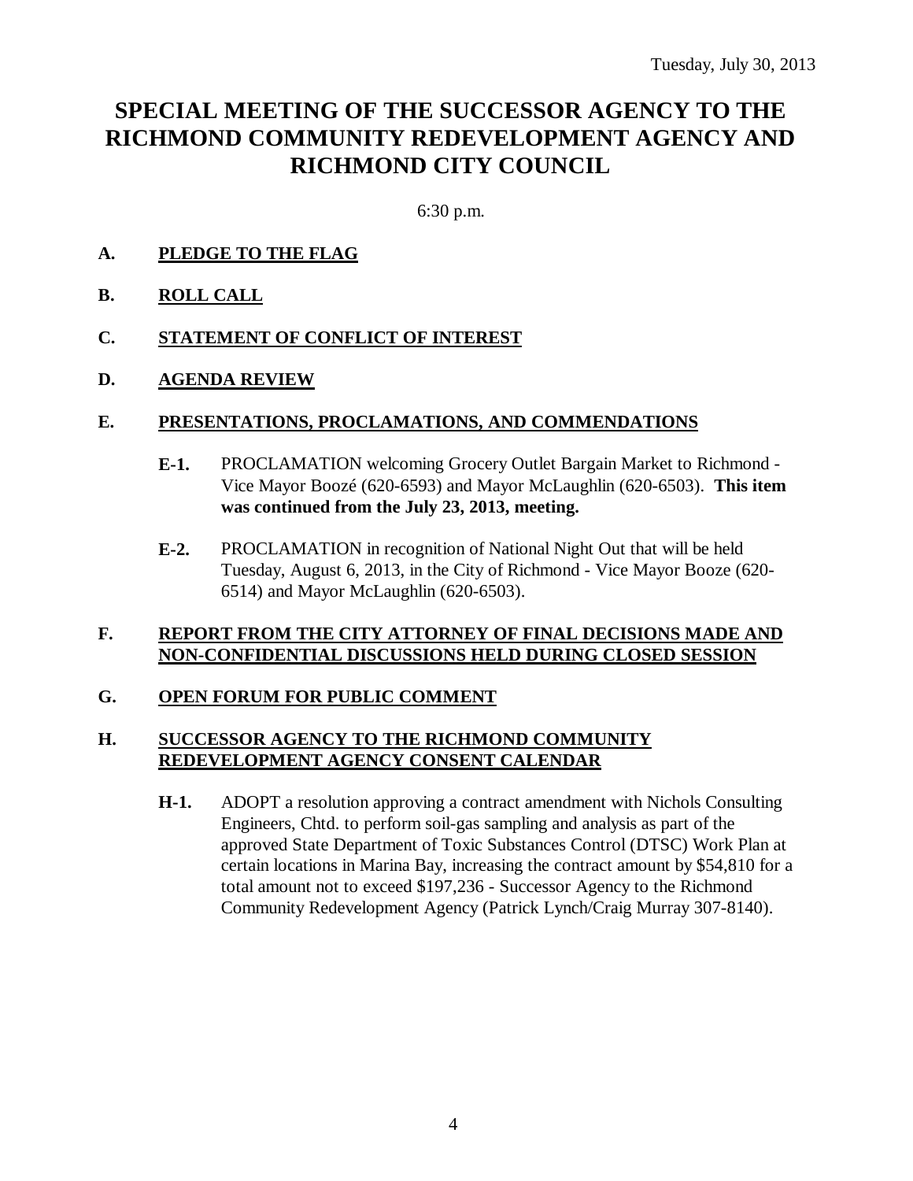Tuesday, July 30, 2013

# SPECIAL MEETING OF THE SUCCESSOR AGENCY TO THE RICHMOND COMMUNITY REDEVELOPMENT AGENCY AND RICHMOND CITY COUNCIL

6:30 p.m.

**A. PLEDGE TO THE FLAG**

**B. ROLL CALL**

**C. STATEMENT OF CONFLICT OF INTEREST**

**D. AGENDA REVIEW**

**E. PRESENTATIONS, PROCLAMATIONS, AND COMMENDATIONS**

**E-1.** PROCLAMATION welcoming Grocery Outlet Bargain Market to Richmond - Vice Mayor Boozé (620-6593) and Mayor McLaughlin (620-6503). **This item was continued from the July 23, 2013, meeting.**

**E-2.** PROCLAMATION in recognition of National Night Out that will be held Tuesday, August 6, 2013, in the City of Richmond - Vice Mayor Booze (620-6514) and Mayor McLaughlin (620-6503).

**F. REPORT FROM THE CITY ATTORNEY OF FINAL DECISIONS MADE AND NON-CONFIDENTIAL DISCUSSIONS HELD DURING CLOSED SESSION**

**G. OPEN FORUM FOR PUBLIC COMMENT**

**H. SUCCESSOR AGENCY TO THE RICHMOND COMMUNITY REDEVELOPMENT AGENCY CONSENT CALENDAR**

**H-1.** ADOPT a resolution approving a contract amendment with Nichols Consulting Engineers, Chtd. to perform soil-gas sampling and analysis as part of the approved State Department of Toxic Substances Control (DTSC) Work Plan at certain locations in Marina Bay, increasing the contract amount by $54,810 for a total amount not to exceed $197,236 - Successor Agency to the Richmond Community Redevelopment Agency (Patrick Lynch/Craig Murray 307-8140).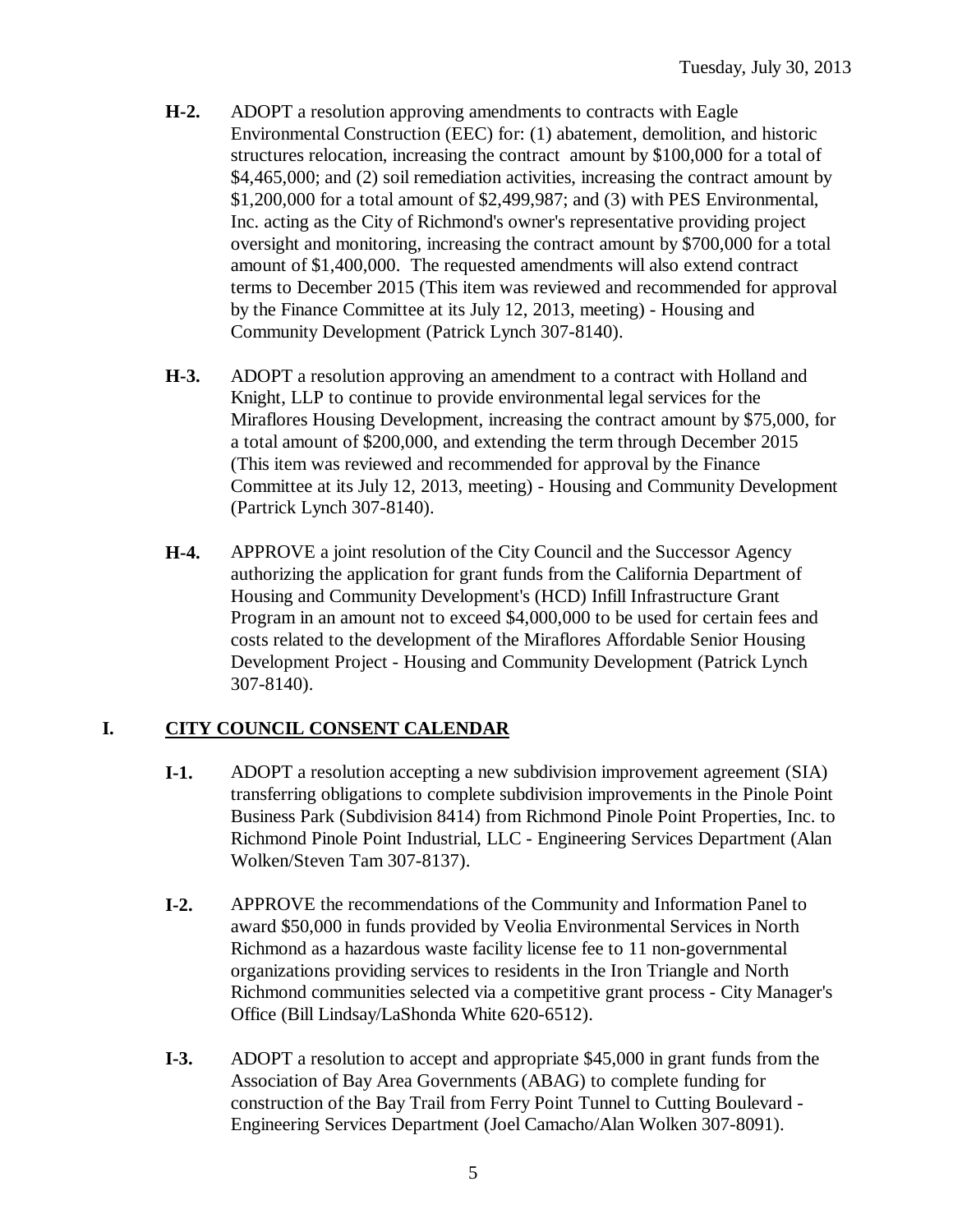**H-2.** ADOPT a resolution approving amendments to contracts with Eagle Environmental Construction (EEC) for: (1) abatement, demolition, and historic structures relocation, increasing the contract amount by $100,000 for a total of $4,465,000; and (2) soil remediation activities, increasing the contract amount by $1,200,000 for a total amount of $2,499,987; and (3) with PES Environmental, Inc. acting as the City of Richmond's owner's representative providing project oversight and monitoring, increasing the contract amount by $700,000 for a total amount of $1,400,000. The requested amendments will also extend contract terms to December 2015 (This item was reviewed and recommended for approval by the Finance Committee at its July 12, 2013, meeting) - Housing and Community Development (Patrick Lynch 307-8140).

**H-3.** ADOPT a resolution approving an amendment to a contract with Holland and Knight, LLP to continue to provide environmental legal services for the Miraflores Housing Development, increasing the contract amount by $75,000, for a total amount of $200,000, and extending the term through December 2015 (This item was reviewed and recommended for approval by the Finance Committee at its July 12, 2013, meeting) - Housing and Community Development (Partrick Lynch 307-8140).

**H-4.** APPROVE a joint resolution of the City Council and the Successor Agency authorizing the application for grant funds from the California Department of Housing and Community Development's (HCD) Infill Infrastructure Grant Program in an amount not to exceed $4,000,000 to be used for certain fees and costs related to the development of the Miraflores Affordable Senior Housing Development Project - Housing and Community Development (Patrick Lynch 307-8140).

## I. CITY COUNCIL CONSENT CALENDAR

**I-1.** ADOPT a resolution accepting a new subdivision improvement agreement (SIA) transferring obligations to complete subdivision improvements in the Pinole Point Business Park (Subdivision 8414) from Richmond Pinole Point Properties, Inc. to Richmond Pinole Point Industrial, LLC - Engineering Services Department (Alan Wolken/Steven Tam 307-8137).

**I-2.** APPROVE the recommendations of the Community and Information Panel to award $50,000 in funds provided by Veolia Environmental Services in North Richmond as a hazardous waste facility license fee to 11 non-governmental organizations providing services to residents in the Iron Triangle and North Richmond communities selected via a competitive grant process - City Manager's Office (Bill Lindsay/LaShonda White 620-6512).

**I-3.** ADOPT a resolution to accept and appropriate $45,000 in grant funds from the Association of Bay Area Governments (ABAG) to complete funding for construction of the Bay Trail from Ferry Point Tunnel to Cutting Boulevard - Engineering Services Department (Joel Camacho/Alan Wolken 307-8091).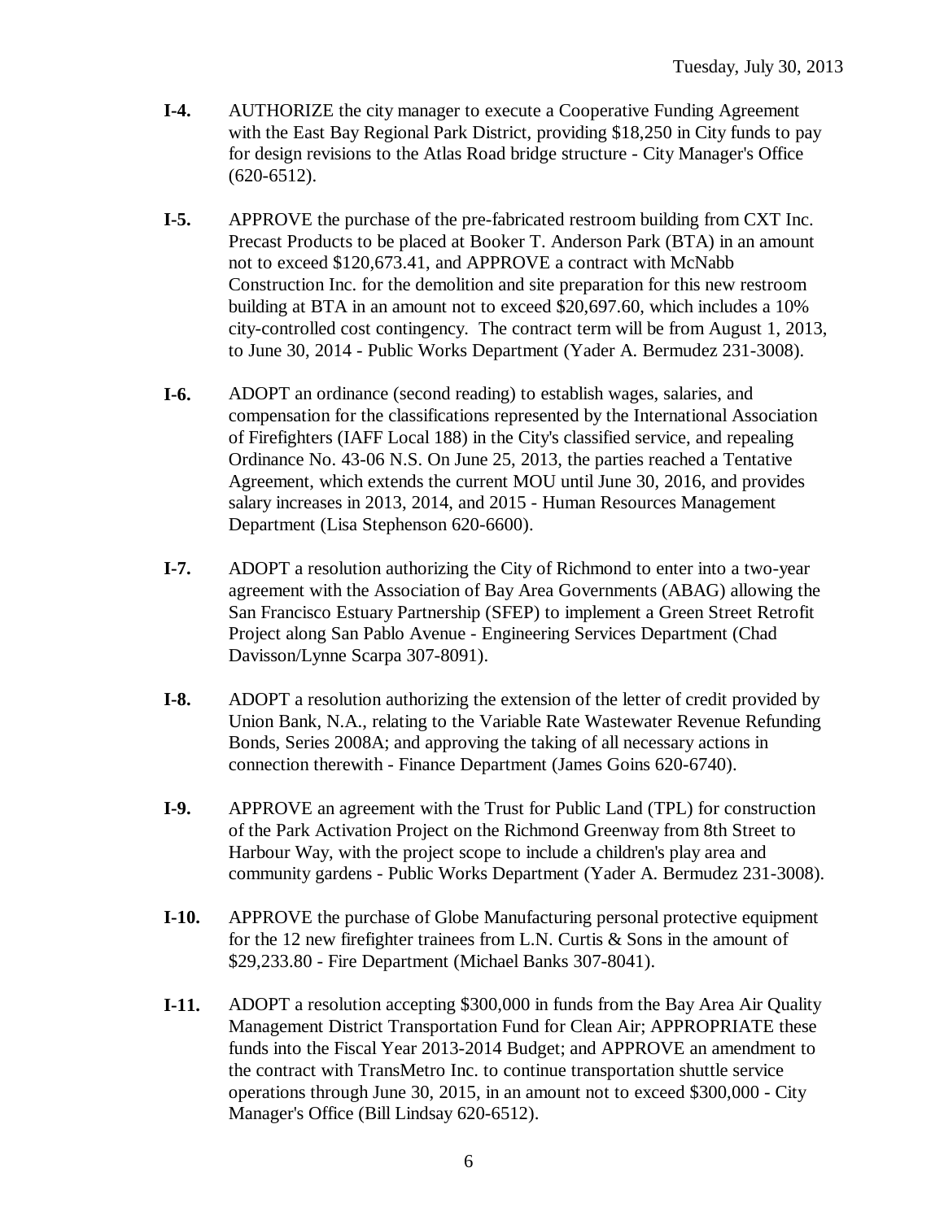**I-4.** AUTHORIZE the city manager to execute a Cooperative Funding Agreement with the East Bay Regional Park District, providing $18,250 in City funds to pay for design revisions to the Atlas Road bridge structure - City Manager's Office (620-6512).

**I-5.** APPROVE the purchase of the pre-fabricated restroom building from CXT Inc. Precast Products to be placed at Booker T. Anderson Park (BTA) in an amount not to exceed $120,673.41, and APPROVE a contract with McNabb Construction Inc. for the demolition and site preparation for this new restroom building at BTA in an amount not to exceed $20,697.60, which includes a 10% city-controlled cost contingency. The contract term will be from August 1, 2013, to June 30, 2014 - Public Works Department (Yader A. Bermudez 231-3008).

**I-6.** ADOPT an ordinance (second reading) to establish wages, salaries, and compensation for the classifications represented by the International Association of Firefighters (IAFF Local 188) in the City's classified service, and repealing Ordinance No. 43-06 N.S. On June 25, 2013, the parties reached a Tentative Agreement, which extends the current MOU until June 30, 2016, and provides salary increases in 2013, 2014, and 2015 - Human Resources Management Department (Lisa Stephenson 620-6600).

**I-7.** ADOPT a resolution authorizing the City of Richmond to enter into a two-year agreement with the Association of Bay Area Governments (ABAG) allowing the San Francisco Estuary Partnership (SFEP) to implement a Green Street Retrofit Project along San Pablo Avenue - Engineering Services Department (Chad Davisson/Lynne Scarpa 307-8091).

**I-8.** ADOPT a resolution authorizing the extension of the letter of credit provided by Union Bank, N.A., relating to the Variable Rate Wastewater Revenue Refunding Bonds, Series 2008A; and approving the taking of all necessary actions in connection therewith - Finance Department (James Goins 620-6740).

**I-9.** APPROVE an agreement with the Trust for Public Land (TPL) for construction of the Park Activation Project on the Richmond Greenway from 8th Street to Harbour Way, with the project scope to include a children's play area and community gardens - Public Works Department (Yader A. Bermudez 231-3008).

**I-10.** APPROVE the purchase of Globe Manufacturing personal protective equipment for the 12 new firefighter trainees from L.N. Curtis & Sons in the amount of $29,233.80 - Fire Department (Michael Banks 307-8041).

**I-11.** ADOPT a resolution accepting $300,000 in funds from the Bay Area Air Quality Management District Transportation Fund for Clean Air; APPROPRIATE these funds into the Fiscal Year 2013-2014 Budget; and APPROVE an amendment to the contract with TransMetro Inc. to continue transportation shuttle service operations through June 30, 2015, in an amount not to exceed $300,000 - City Manager's Office (Bill Lindsay 620-6512).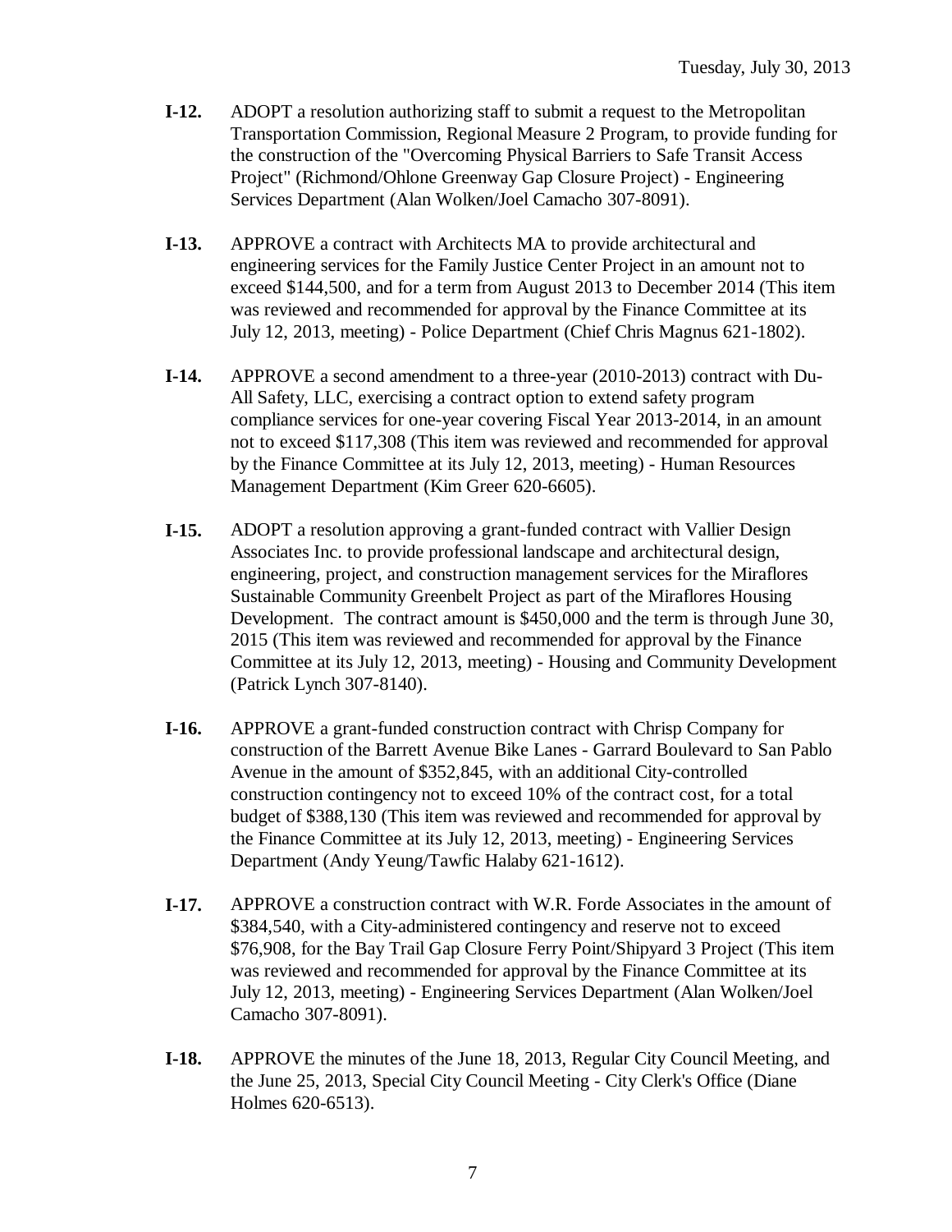**I-12.** ADOPT a resolution authorizing staff to submit a request to the Metropolitan Transportation Commission, Regional Measure 2 Program, to provide funding for the construction of the "Overcoming Physical Barriers to Safe Transit Access Project" (Richmond/Ohlone Greenway Gap Closure Project) - Engineering Services Department (Alan Wolken/Joel Camacho 307-8091).

**I-13.** APPROVE a contract with Architects MA to provide architectural and engineering services for the Family Justice Center Project in an amount not to exceed $144,500, and for a term from August 2013 to December 2014 (This item was reviewed and recommended for approval by the Finance Committee at its July 12, 2013, meeting) - Police Department (Chief Chris Magnus 621-1802).

**I-14.** APPROVE a second amendment to a three-year (2010-2013) contract with Du-All Safety, LLC, exercising a contract option to extend safety program compliance services for one-year covering Fiscal Year 2013-2014, in an amount not to exceed $117,308 (This item was reviewed and recommended for approval by the Finance Committee at its July 12, 2013, meeting) - Human Resources Management Department (Kim Greer 620-6605).

**I-15.** ADOPT a resolution approving a grant-funded contract with Vallier Design Associates Inc. to provide professional landscape and architectural design, engineering, project, and construction management services for the Miraflores Sustainable Community Greenbelt Project as part of the Miraflores Housing Development. The contract amount is $450,000 and the term is through June 30, 2015 (This item was reviewed and recommended for approval by the Finance Committee at its July 12, 2013, meeting) - Housing and Community Development (Patrick Lynch 307-8140).

**I-16.** APPROVE a grant-funded construction contract with Chrisp Company for construction of the Barrett Avenue Bike Lanes - Garrard Boulevard to San Pablo Avenue in the amount of $352,845, with an additional City-controlled construction contingency not to exceed 10% of the contract cost, for a total budget of $388,130 (This item was reviewed and recommended for approval by the Finance Committee at its July 12, 2013, meeting) - Engineering Services Department (Andy Yeung/Tawfic Halaby 621-1612).

**I-17.** APPROVE a construction contract with W.R. Forde Associates in the amount of $384,540, with a City-administered contingency and reserve not to exceed $76,908, for the Bay Trail Gap Closure Ferry Point/Shipyard 3 Project (This item was reviewed and recommended for approval by the Finance Committee at its July 12, 2013, meeting) - Engineering Services Department (Alan Wolken/Joel Camacho 307-8091).

**I-18.** APPROVE the minutes of the June 18, 2013, Regular City Council Meeting, and the June 25, 2013, Special City Council Meeting - City Clerk's Office (Diane Holmes 620-6513).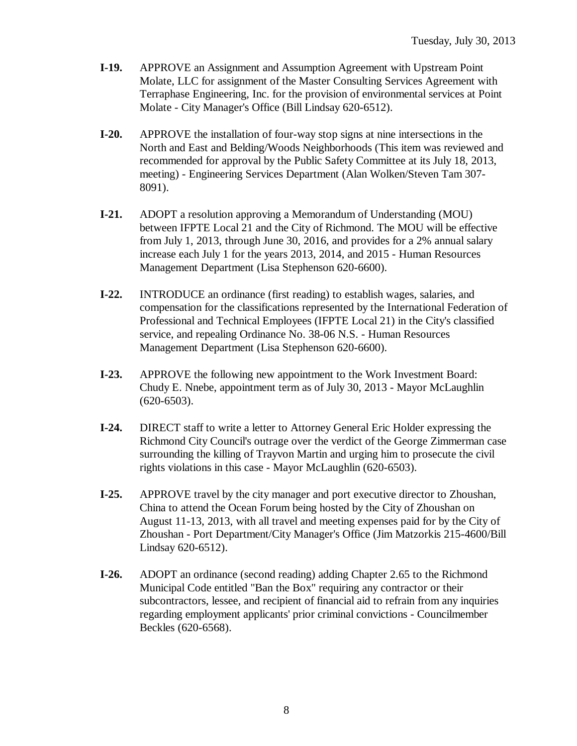**I-19.** APPROVE an Assignment and Assumption Agreement with Upstream Point Molate, LLC for assignment of the Master Consulting Services Agreement with Terraphase Engineering, Inc. for the provision of environmental services at Point Molate - City Manager's Office (Bill Lindsay 620-6512).

**I-20.** APPROVE the installation of four-way stop signs at nine intersections in the North and East and Belding/Woods Neighborhoods (This item was reviewed and recommended for approval by the Public Safety Committee at its July 18, 2013, meeting) - Engineering Services Department (Alan Wolken/Steven Tam 307-8091).

**I-21.** ADOPT a resolution approving a Memorandum of Understanding (MOU) between IFPTE Local 21 and the City of Richmond. The MOU will be effective from July 1, 2013, through June 30, 2016, and provides for a 2% annual salary increase each July 1 for the years 2013, 2014, and 2015 - Human Resources Management Department (Lisa Stephenson 620-6600).

**I-22.** INTRODUCE an ordinance (first reading) to establish wages, salaries, and compensation for the classifications represented by the International Federation of Professional and Technical Employees (IFPTE Local 21) in the City's classified service, and repealing Ordinance No. 38-06 N.S. - Human Resources Management Department (Lisa Stephenson 620-6600).

**I-23.** APPROVE the following new appointment to the Work Investment Board: Chudy E. Nnebe, appointment term as of July 30, 2013 - Mayor McLaughlin (620-6503).

**I-24.** DIRECT staff to write a letter to Attorney General Eric Holder expressing the Richmond City Council's outrage over the verdict of the George Zimmerman case surrounding the killing of Trayvon Martin and urging him to prosecute the civil rights violations in this case - Mayor McLaughlin (620-6503).

**I-25.** APPROVE travel by the city manager and port executive director to Zhoushan, China to attend the Ocean Forum being hosted by the City of Zhoushan on August 11-13, 2013, with all travel and meeting expenses paid for by the City of Zhoushan - Port Department/City Manager's Office (Jim Matzorkis 215-4600/Bill Lindsay 620-6512).

**I-26.** ADOPT an ordinance (second reading) adding Chapter 2.65 to the Richmond Municipal Code entitled "Ban the Box" requiring any contractor or their subcontractors, lessee, and recipient of financial aid to refrain from any inquiries regarding employment applicants' prior criminal convictions - Councilmember Beckles (620-6568).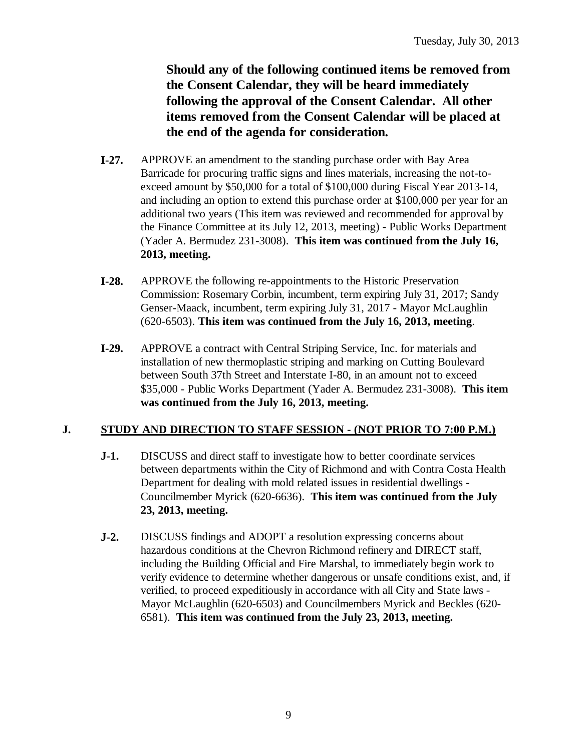**Should any of the following continued items be removed from the Consent Calendar, they will be heard immediately following the approval of the Consent Calendar. All other items removed from the Consent Calendar will be placed at the end of the agenda for consideration.**

**I-27.** APPROVE an amendment to the standing purchase order with Bay Area Barricade for procuring traffic signs and lines materials, increasing the not-to-exceed amount by $50,000 for a total of $100,000 during Fiscal Year 2013-14, and including an option to extend this purchase order at $100,000 per year for an additional two years (This item was reviewed and recommended for approval by the Finance Committee at its July 12, 2013, meeting) - Public Works Department (Yader A. Bermudez 231-3008). **This item was continued from the July 16, 2013, meeting.**

**I-28.** APPROVE the following re-appointments to the Historic Preservation Commission: Rosemary Corbin, incumbent, term expiring July 31, 2017; Sandy Genser-Maack, incumbent, term expiring July 31, 2017 - Mayor McLaughlin (620-6503). **This item was continued from the July 16, 2013, meeting**.

**I-29.** APPROVE a contract with Central Striping Service, Inc. for materials and installation of new thermoplastic striping and marking on Cutting Boulevard between South 37th Street and Interstate I-80, in an amount not to exceed $35,000 - Public Works Department (Yader A. Bermudez 231-3008). **This item was continued from the July 16, 2013, meeting.**

## J. STUDY AND DIRECTION TO STAFF SESSION - (NOT PRIOR TO 7:00 P.M.)

**J-1.** DISCUSS and direct staff to investigate how to better coordinate services between departments within the City of Richmond and with Contra Costa Health Department for dealing with mold related issues in residential dwellings - Councilmember Myrick (620-6636). **This item was continued from the July 23, 2013, meeting.**

**J-2.** DISCUSS findings and ADOPT a resolution expressing concerns about hazardous conditions at the Chevron Richmond refinery and DIRECT staff, including the Building Official and Fire Marshal, to immediately begin work to verify evidence to determine whether dangerous or unsafe conditions exist, and, if verified, to proceed expeditiously in accordance with all City and State laws - Mayor McLaughlin (620-6503) and Councilmembers Myrick and Beckles (620-6581). **This item was continued from the July 23, 2013, meeting.**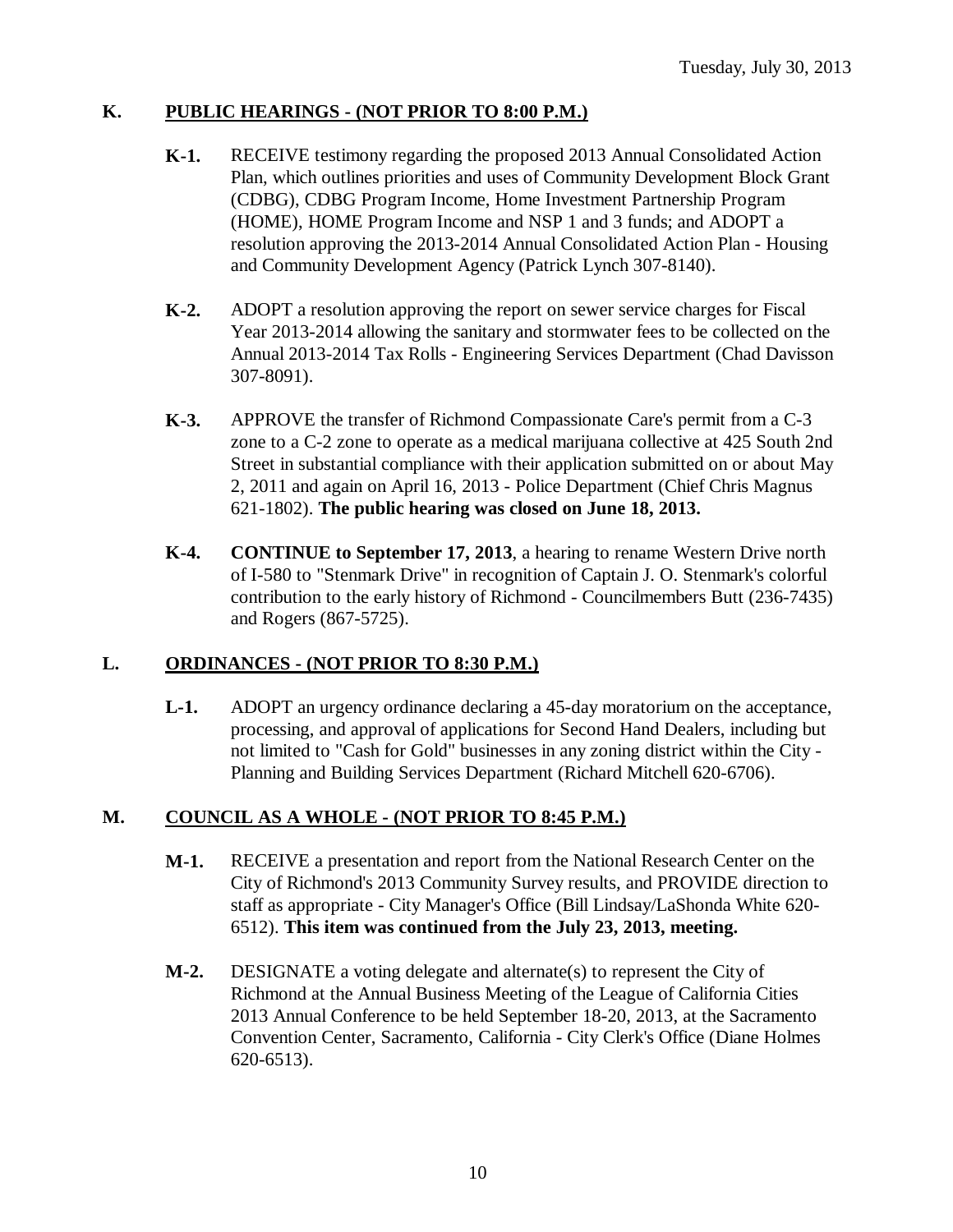## K. PUBLIC HEARINGS - (NOT PRIOR TO 8:00 P.M.)

**K-1.** RECEIVE testimony regarding the proposed 2013 Annual Consolidated Action Plan, which outlines priorities and uses of Community Development Block Grant (CDBG), CDBG Program Income, Home Investment Partnership Program (HOME), HOME Program Income and NSP 1 and 3 funds; and ADOPT a resolution approving the 2013-2014 Annual Consolidated Action Plan - Housing and Community Development Agency (Patrick Lynch 307-8140).

**K-2.** ADOPT a resolution approving the report on sewer service charges for Fiscal Year 2013-2014 allowing the sanitary and stormwater fees to be collected on the Annual 2013-2014 Tax Rolls - Engineering Services Department (Chad Davisson 307-8091).

**K-3.** APPROVE the transfer of Richmond Compassionate Care's permit from a C-3 zone to a C-2 zone to operate as a medical marijuana collective at 425 South 2nd Street in substantial compliance with their application submitted on or about May 2, 2011 and again on April 16, 2013 - Police Department (Chief Chris Magnus 621-1802). **The public hearing was closed on June 18, 2013.**

**K-4.** **CONTINUE to September 17, 2013**, a hearing to rename Western Drive north of I-580 to "Stenmark Drive" in recognition of Captain J. O. Stenmark's colorful contribution to the early history of Richmond - Councilmembers Butt (236-7435) and Rogers (867-5725).

## L. ORDINANCES - (NOT PRIOR TO 8:30 P.M.)

**L-1.** ADOPT an urgency ordinance declaring a 45-day moratorium on the acceptance, processing, and approval of applications for Second Hand Dealers, including but not limited to "Cash for Gold" businesses in any zoning district within the City - Planning and Building Services Department (Richard Mitchell 620-6706).

## M. COUNCIL AS A WHOLE - (NOT PRIOR TO 8:45 P.M.)

**M-1.** RECEIVE a presentation and report from the National Research Center on the City of Richmond's 2013 Community Survey results, and PROVIDE direction to staff as appropriate - City Manager's Office (Bill Lindsay/LaShonda White 620-6512). **This item was continued from the July 23, 2013, meeting.**

**M-2.** DESIGNATE a voting delegate and alternate(s) to represent the City of Richmond at the Annual Business Meeting of the League of California Cities 2013 Annual Conference to be held September 18-20, 2013, at the Sacramento Convention Center, Sacramento, California - City Clerk's Office (Diane Holmes 620-6513).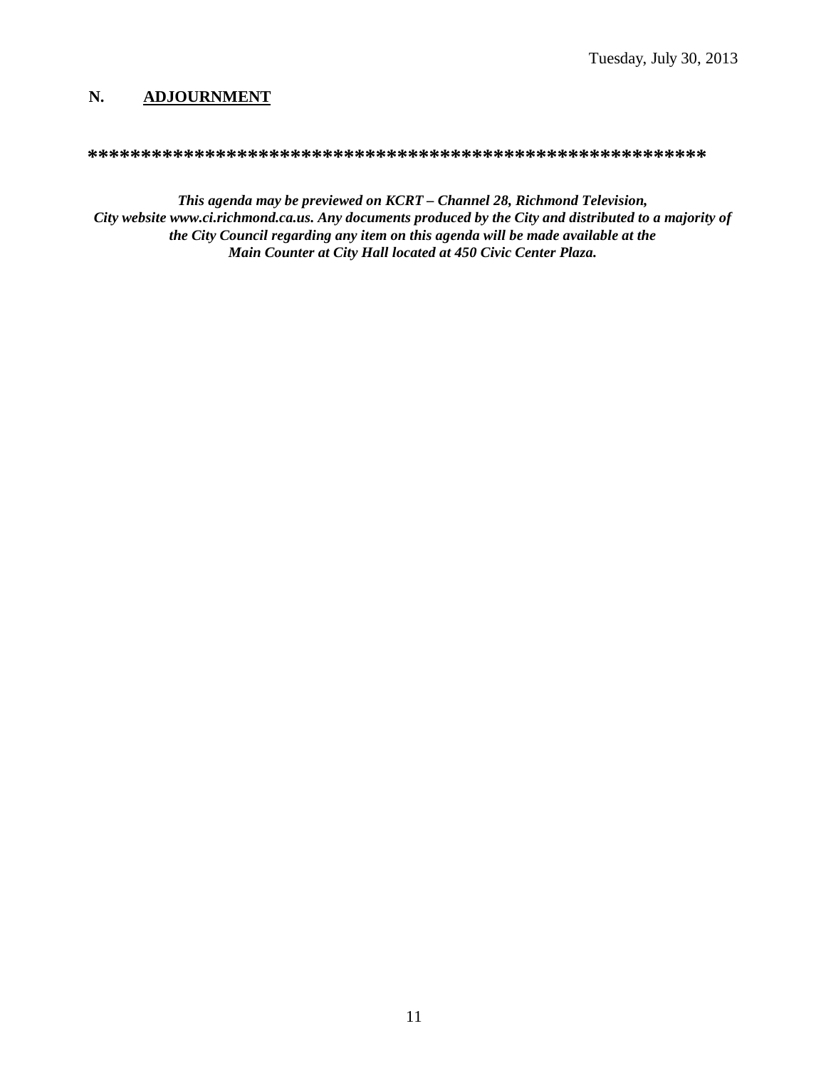## N. ADJOURNMENT

*********************************************************

***This agenda may be previewed on KCRT – Channel 28, Richmond Television, City website www.ci.richmond.ca.us. Any documents produced by the City and distributed to a majority of the City Council regarding any item on this agenda will be made available at the Main Counter at City Hall located at 450 Civic Center Plaza.***